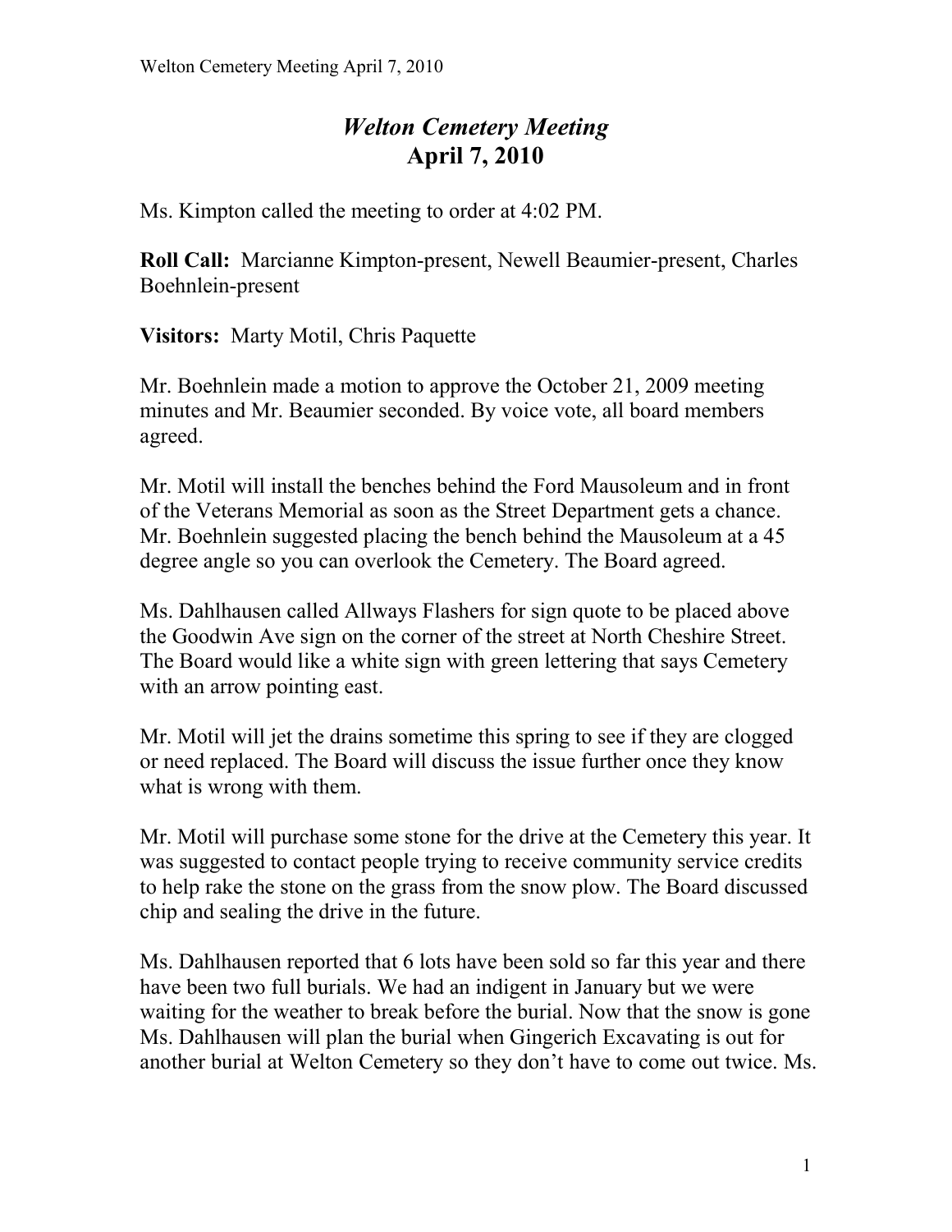# *Welton Cemetery Meeting*
## April 7, 2010

Ms. Kimpton called the meeting to order at 4:02 PM.

**Roll Call:** Marcianne Kimpton-present, Newell Beaumier-present, Charles Boehnlein-present

**Visitors:** Marty Motil, Chris Paquette

Mr. Boehnlein made a motion to approve the October 21, 2009 meeting minutes and Mr. Beaumier seconded. By voice vote, all board members agreed.

Mr. Motil will install the benches behind the Ford Mausoleum and in front of the Veterans Memorial as soon as the Street Department gets a chance. Mr. Boehnlein suggested placing the bench behind the Mausoleum at a 45 degree angle so you can overlook the Cemetery. The Board agreed.

Ms. Dahlhausen called Allways Flashers for sign quote to be placed above the Goodwin Ave sign on the corner of the street at North Cheshire Street. The Board would like a white sign with green lettering that says Cemetery with an arrow pointing east.

Mr. Motil will jet the drains sometime this spring to see if they are clogged or need replaced. The Board will discuss the issue further once they know what is wrong with them.

Mr. Motil will purchase some stone for the drive at the Cemetery this year. It was suggested to contact people trying to receive community service credits to help rake the stone on the grass from the snow plow. The Board discussed chip and sealing the drive in the future.

Ms. Dahlhausen reported that 6 lots have been sold so far this year and there have been two full burials. We had an indigent in January but we were waiting for the weather to break before the burial. Now that the snow is gone Ms. Dahlhausen will plan the burial when Gingerich Excavating is out for another burial at Welton Cemetery so they don't have to come out twice. Ms.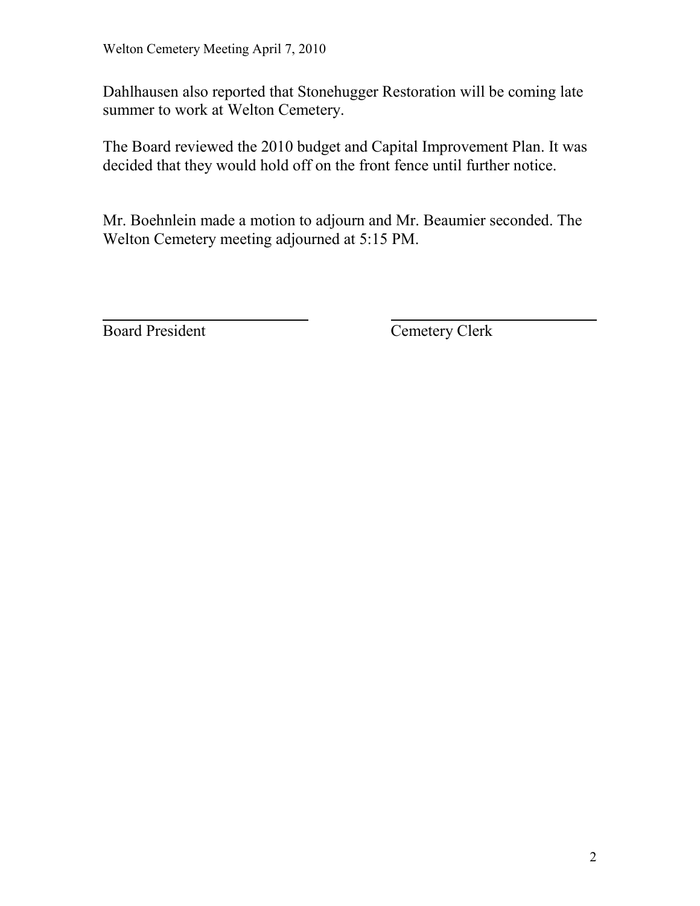Dahlhausen also reported that Stonehugger Restoration will be coming late summer to work at Welton Cemetery.

The Board reviewed the 2010 budget and Capital Improvement Plan. It was decided that they would hold off on the front fence until further notice.

Mr. Boehnlein made a motion to adjourn and Mr. Beaumier seconded. The Welton Cemetery meeting adjourned at 5:15 PM.

\_\_\_\_\_\_\_\_\_\_\_\_\_\_\_\_\_\_\_\_\_\_\_\_\_\_\_\_ Board President

\_\_\_\_\_\_\_\_\_\_\_\_\_\_\_\_\_\_\_\_\_\_\_\_\_\_\_\_ Cemetery Clerk